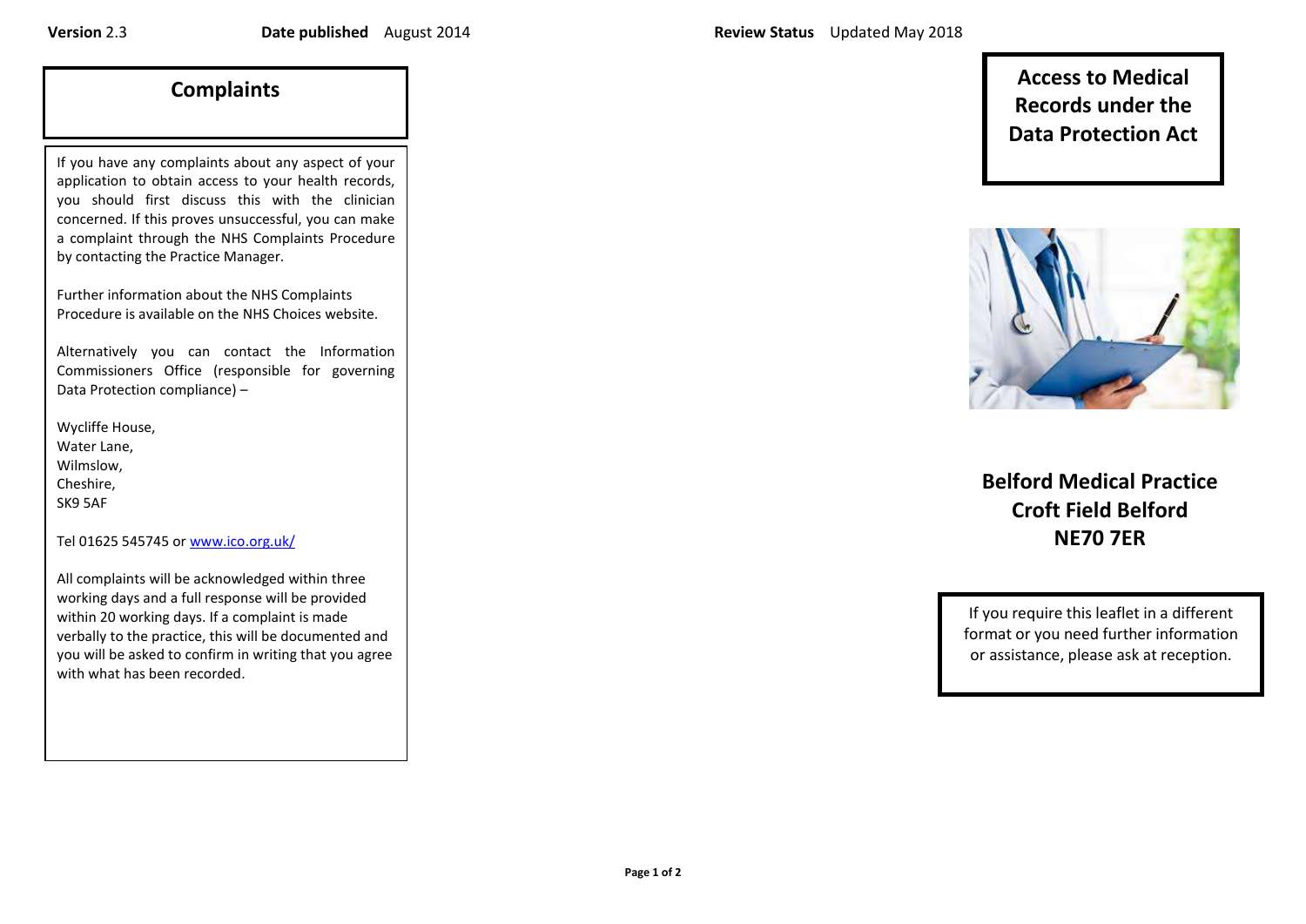**Version** 2.3 **Date published** August 2014 **Review Status** Updated May 2018

## Complaints

If you have any complaints about any aspect of your application to obtain access to your health records, you should first discuss this with the clinician concerned. If this proves unsuccessful, you can make a complaint through the NHS Complaints Procedure by contacting the Practice Manager.

Further information about the NHS Complaints Procedure is available on the NHS Choices website.

Alternatively you can contact the Information Commissioners Office (responsible for governing Data Protection compliance) –

Wycliffe House,
Water Lane,
Wilmslow,
Cheshire,
SK9 5AF

Tel 01625 545745 or [www.ico.org.uk/](www.ico.org.uk/)

All complaints will be acknowledged within three working days and a full response will be provided within 20 working days. If a complaint is made verbally to the practice, this will be documented and you will be asked to confirm in writing that you agree with what has been recorded.

# Access to Medical Records under the Data Protection Act

**Belford Medical Practice**
**Croft Field Belford**
**NE70 7ER**

If you require this leaflet in a different format or you need further information or assistance, please ask at reception.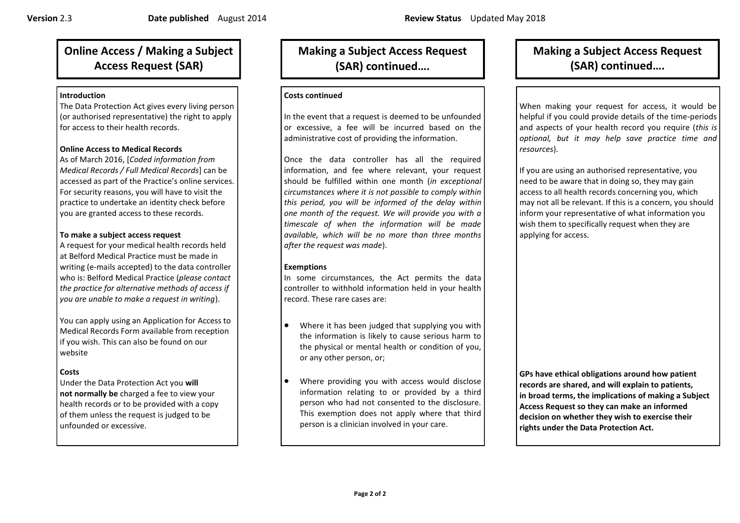**Version** 2.3 **Date published** August 2014 **Review Status** Updated May 2018

## Online Access / Making a Subject Access Request (SAR)

**Introduction**

The Data Protection Act gives every living person (or authorised representative) the right to apply for access to their health records.

**Online Access to Medical Records**

As of March 2016, [*Coded information from Medical Records / Full Medical Records*] can be accessed as part of the Practice's online services. For security reasons, you will have to visit the practice to undertake an identity check before you are granted access to these records.

**To make a subject access request**

A request for your medical health records held at Belford Medical Practice must be made in writing (e-mails accepted) to the data controller who is: Belford Medical Practice (*please contact the practice for alternative methods of access if you are unable to make a request in writing*).

You can apply using an Application for Access to Medical Records Form available from reception if you wish. This can also be found on our website

**Costs**

Under the Data Protection Act you **will not normally be** charged a fee to view your health records or to be provided with a copy of them unless the request is judged to be unfounded or excessive.

## Making a Subject Access Request (SAR) continued….

**Costs continued**

In the event that a request is deemed to be unfounded or excessive, a fee will be incurred based on the administrative cost of providing the information.

Once the data controller has all the required information, and fee where relevant, your request should be fulfilled within one month (*in exceptional circumstances where it is not possible to comply within this period, you will be informed of the delay within one month of the request. We will provide you with a timescale of when the information will be made available, which will be no more than three months after the request was made*).

**Exemptions**

In some circumstances, the Act permits the data controller to withhold information held in your health record. These rare cases are:

- Where it has been judged that supplying you with the information is likely to cause serious harm to the physical or mental health or condition of you, or any other person, or;
- Where providing you with access would disclose information relating to or provided by a third person who had not consented to the disclosure. This exemption does not apply where that third person is a clinician involved in your care.

## Making a Subject Access Request (SAR) continued….

When making your request for access, it would be helpful if you could provide details of the time-periods and aspects of your health record you require (*this is optional, but it may help save practice time and resources*).

If you are using an authorised representative, you need to be aware that in doing so, they may gain access to all health records concerning you, which may not all be relevant. If this is a concern, you should inform your representative of what information you wish them to specifically request when they are applying for access.

**GPs have ethical obligations around how patient records are shared, and will explain to patients, in broad terms, the implications of making a Subject Access Request so they can make an informed decision on whether they wish to exercise their rights under the Data Protection Act.**